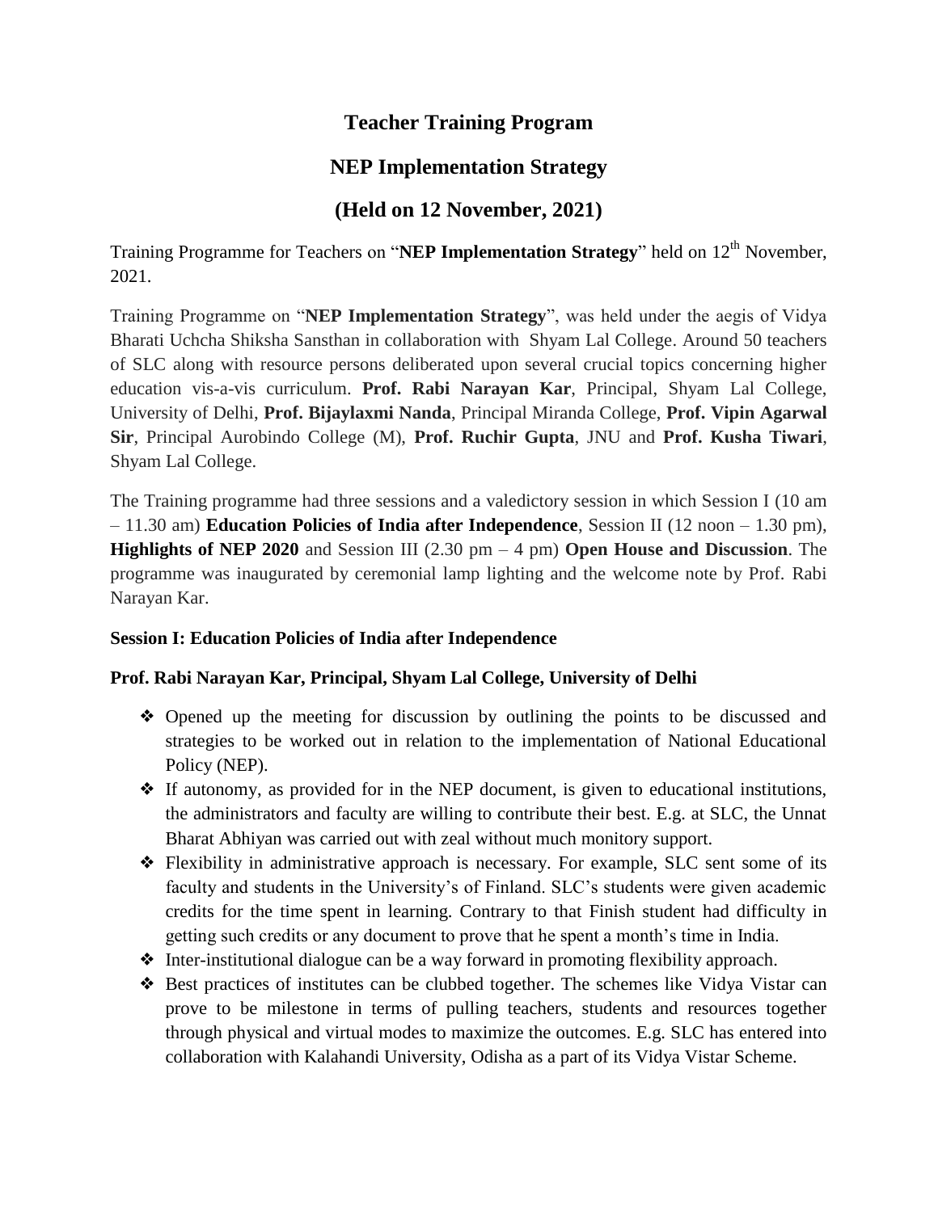# Teacher Training Program

## NEP Implementation Strategy

## (Held on 12 November, 2021)

Training Programme for Teachers on "**NEP Implementation Strategy**" held on 12th November, 2021.

Training Programme on "**NEP Implementation Strategy**", was held under the aegis of Vidya Bharati Uchcha Shiksha Sansthan in collaboration with Shyam Lal College. Around 50 teachers of SLC along with resource persons deliberated upon several crucial topics concerning higher education vis-a-vis curriculum. **Prof. Rabi Narayan Kar**, Principal, Shyam Lal College, University of Delhi, **Prof. Bijaylaxmi Nanda**, Principal Miranda College, **Prof. Vipin Agarwal Sir**, Principal Aurobindo College (M), **Prof. Ruchir Gupta**, JNU and **Prof. Kusha Tiwari**, Shyam Lal College.

The Training programme had three sessions and a valedictory session in which Session I (10 am – 11.30 am) **Education Policies of India after Independence**, Session II (12 noon – 1.30 pm), **Highlights of NEP 2020** and Session III (2.30 pm – 4 pm) **Open House and Discussion**. The programme was inaugurated by ceremonial lamp lighting and the welcome note by Prof. Rabi Narayan Kar.

**Session I: Education Policies of India after Independence**

**Prof. Rabi Narayan Kar, Principal, Shyam Lal College, University of Delhi**

- Opened up the meeting for discussion by outlining the points to be discussed and strategies to be worked out in relation to the implementation of National Educational Policy (NEP).
- If autonomy, as provided for in the NEP document, is given to educational institutions, the administrators and faculty are willing to contribute their best. E.g. at SLC, the Unnat Bharat Abhiyan was carried out with zeal without much monitory support.
- Flexibility in administrative approach is necessary. For example, SLC sent some of its faculty and students in the University's of Finland. SLC's students were given academic credits for the time spent in learning. Contrary to that Finish student had difficulty in getting such credits or any document to prove that he spent a month's time in India.
- Inter-institutional dialogue can be a way forward in promoting flexibility approach.
- Best practices of institutes can be clubbed together. The schemes like Vidya Vistar can prove to be milestone in terms of pulling teachers, students and resources together through physical and virtual modes to maximize the outcomes. E.g. SLC has entered into collaboration with Kalahandi University, Odisha as a part of its Vidya Vistar Scheme.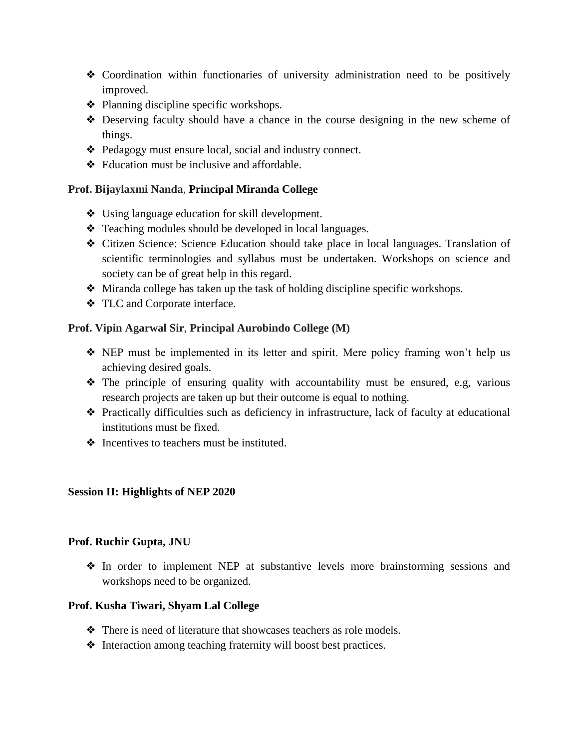- Coordination within functionaries of university administration need to be positively improved.
- Planning discipline specific workshops.
- Deserving faculty should have a chance in the course designing in the new scheme of things.
- Pedagogy must ensure local, social and industry connect.
- Education must be inclusive and affordable.

**Prof. Bijaylaxmi Nanda**, **Principal Miranda College**

- Using language education for skill development.
- Teaching modules should be developed in local languages.
- Citizen Science: Science Education should take place in local languages. Translation of scientific terminologies and syllabus must be undertaken. Workshops on science and society can be of great help in this regard.
- Miranda college has taken up the task of holding discipline specific workshops.
- TLC and Corporate interface.

**Prof. Vipin Agarwal Sir**, **Principal Aurobindo College (M)**

- NEP must be implemented in its letter and spirit. Mere policy framing won't help us achieving desired goals.
- The principle of ensuring quality with accountability must be ensured, e.g, various research projects are taken up but their outcome is equal to nothing.
- Practically difficulties such as deficiency in infrastructure, lack of faculty at educational institutions must be fixed.
- Incentives to teachers must be instituted.

**Session II: Highlights of NEP 2020**

**Prof. Ruchir Gupta, JNU**

- In order to implement NEP at substantive levels more brainstorming sessions and workshops need to be organized.

**Prof. Kusha Tiwari, Shyam Lal College**

- There is need of literature that showcases teachers as role models.
- Interaction among teaching fraternity will boost best practices.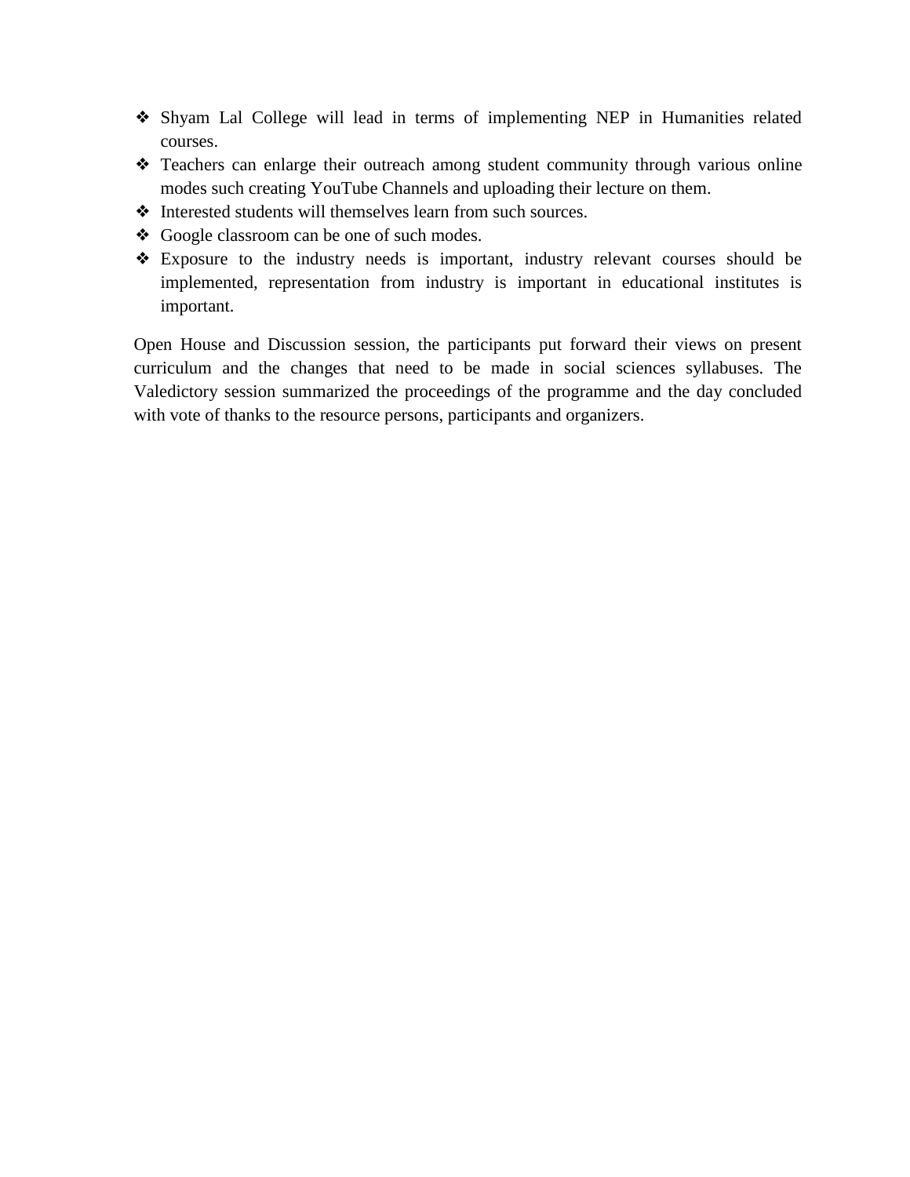- Shyam Lal College will lead in terms of implementing NEP in Humanities related courses.
- Teachers can enlarge their outreach among student community through various online modes such creating YouTube Channels and uploading their lecture on them.
- Interested students will themselves learn from such sources.
- Google classroom can be one of such modes.
- Exposure to the industry needs is important, industry relevant courses should be implemented, representation from industry is important in educational institutes is important.

Open House and Discussion session, the participants put forward their views on present curriculum and the changes that need to be made in social sciences syllabuses. The Valedictory session summarized the proceedings of the programme and the day concluded with vote of thanks to the resource persons, participants and organizers.